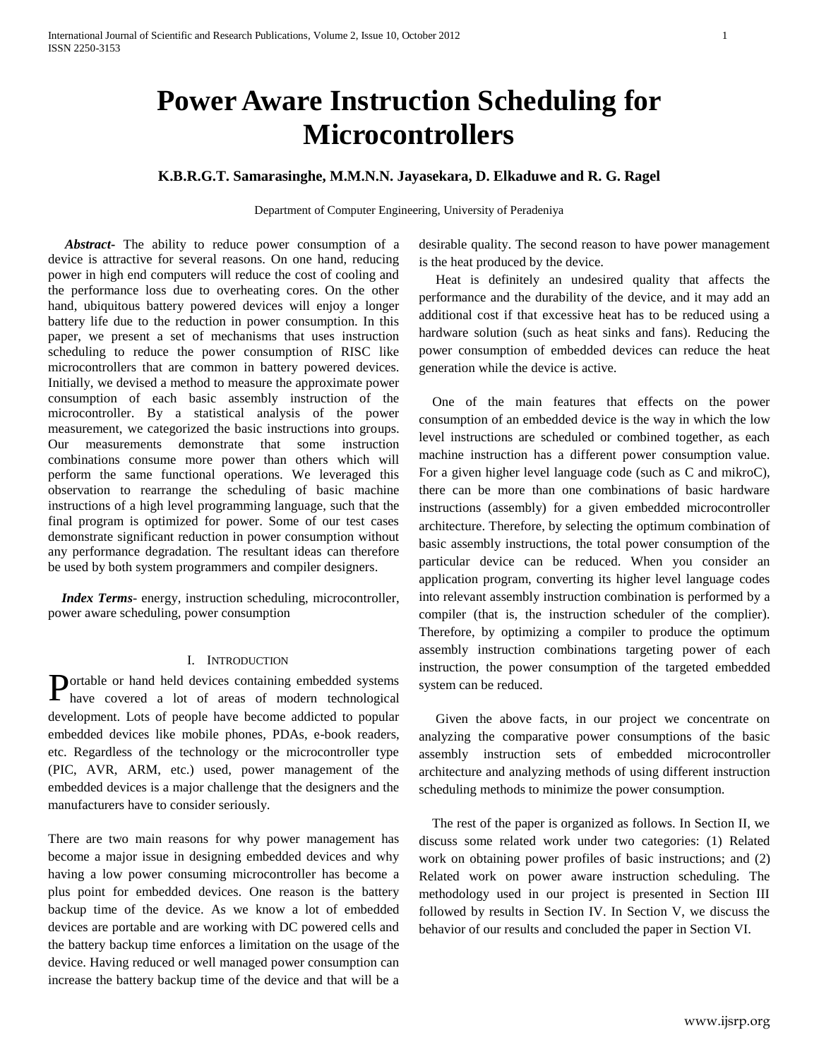# Power Aware Instruction Scheduling for Microcontrollers

**K.B.R.G.T. Samarasinghe, M.M.N.N. Jayasekara, D. Elkaduwe and R. G. Ragel**

Department of Computer Engineering, University of Peradeniya

***Abstract-*** The ability to reduce power consumption of a device is attractive for several reasons. On one hand, reducing power in high end computers will reduce the cost of cooling and the performance loss due to overheating cores. On the other hand, ubiquitous battery powered devices will enjoy a longer battery life due to the reduction in power consumption. In this paper, we present a set of mechanisms that uses instruction scheduling to reduce the power consumption of RISC like microcontrollers that are common in battery powered devices. Initially, we devised a method to measure the approximate power consumption of each basic assembly instruction of the microcontroller. By a statistical analysis of the power measurement, we categorized the basic instructions into groups. Our measurements demonstrate that some instruction combinations consume more power than others which will perform the same functional operations. We leveraged this observation to rearrange the scheduling of basic machine instructions of a high level programming language, such that the final program is optimized for power. Some of our test cases demonstrate significant reduction in power consumption without any performance degradation. The resultant ideas can therefore be used by both system programmers and compiler designers.

***Index Terms*****-** energy, instruction scheduling, microcontroller, power aware scheduling, power consumption

## I. Introduction

Portable or hand held devices containing embedded systems have covered a lot of areas of modern technological development. Lots of people have become addicted to popular embedded devices like mobile phones, PDAs, e-book readers, etc. Regardless of the technology or the microcontroller type (PIC, AVR, ARM, etc.) used, power management of the embedded devices is a major challenge that the designers and the manufacturers have to consider seriously.

There are two main reasons for why power management has become a major issue in designing embedded devices and why having a low power consuming microcontroller has become a plus point for embedded devices. One reason is the battery backup time of the device. As we know a lot of embedded devices are portable and are working with DC powered cells and the battery backup time enforces a limitation on the usage of the device. Having reduced or well managed power consumption can increase the battery backup time of the device and that will be a desirable quality. The second reason to have power management is the heat produced by the device.

Heat is definitely an undesired quality that affects the performance and the durability of the device, and it may add an additional cost if that excessive heat has to be reduced using a hardware solution (such as heat sinks and fans). Reducing the power consumption of embedded devices can reduce the heat generation while the device is active.

One of the main features that effects on the power consumption of an embedded device is the way in which the low level instructions are scheduled or combined together, as each machine instruction has a different power consumption value. For a given higher level language code (such as C and mikroC), there can be more than one combinations of basic hardware instructions (assembly) for a given embedded microcontroller architecture. Therefore, by selecting the optimum combination of basic assembly instructions, the total power consumption of the particular device can be reduced. When you consider an application program, converting its higher level language codes into relevant assembly instruction combination is performed by a compiler (that is, the instruction scheduler of the complier). Therefore, by optimizing a compiler to produce the optimum assembly instruction combinations targeting power of each instruction, the power consumption of the targeted embedded system can be reduced.

Given the above facts, in our project we concentrate on analyzing the comparative power consumptions of the basic assembly instruction sets of embedded microcontroller architecture and analyzing methods of using different instruction scheduling methods to minimize the power consumption.

The rest of the paper is organized as follows. In Section II, we discuss some related work under two categories: (1) Related work on obtaining power profiles of basic instructions; and (2) Related work on power aware instruction scheduling. The methodology used in our project is presented in Section III followed by results in Section IV. In Section V, we discuss the behavior of our results and concluded the paper in Section VI.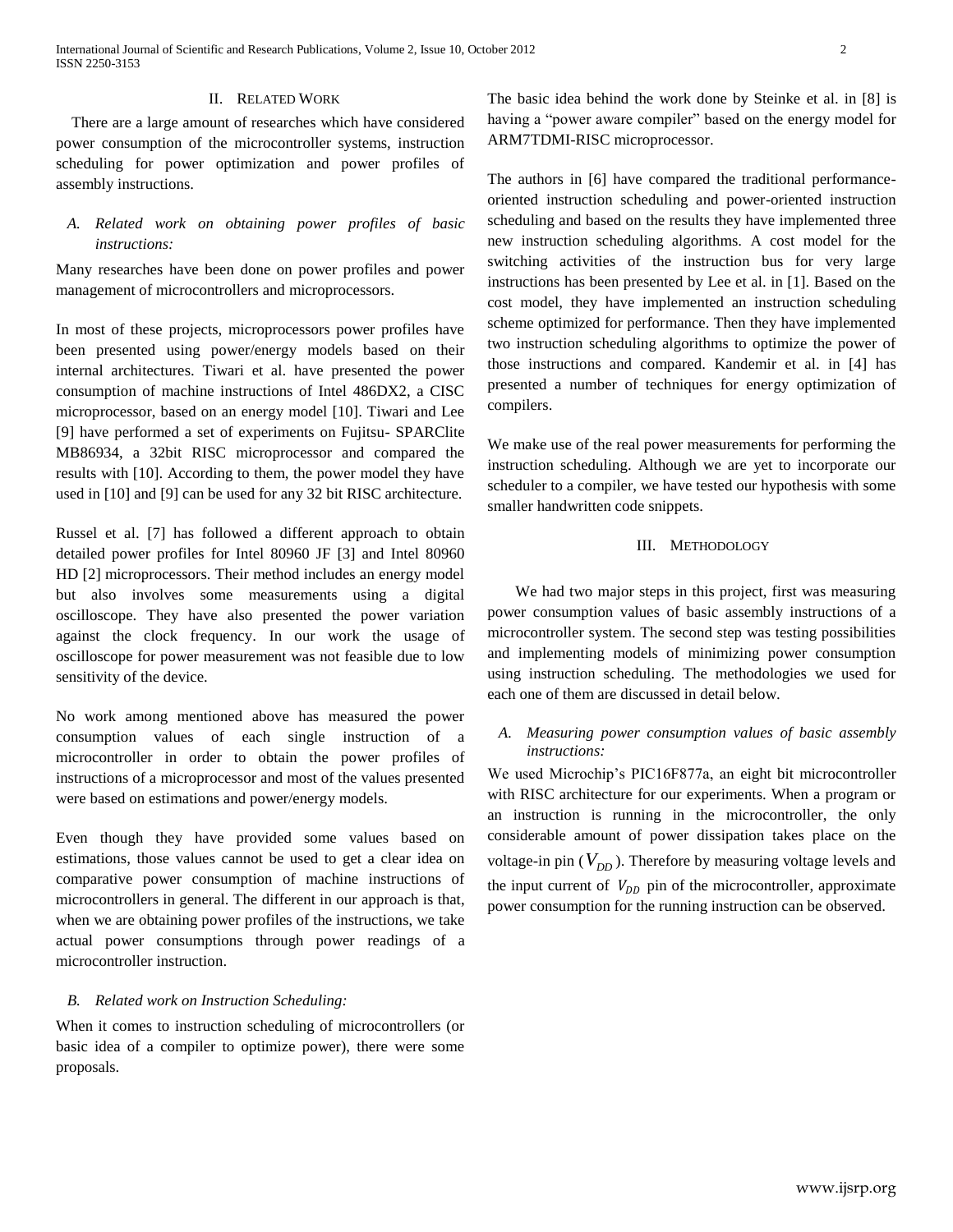## II. RELATED WORK

There are a large amount of researches which have considered power consumption of the microcontroller systems, instruction scheduling for power optimization and power profiles of assembly instructions.

### *A. Related work on obtaining power profiles of basic instructions:*

Many researches have been done on power profiles and power management of microcontrollers and microprocessors.

In most of these projects, microprocessors power profiles have been presented using power/energy models based on their internal architectures. Tiwari et al. have presented the power consumption of machine instructions of Intel 486DX2, a CISC microprocessor, based on an energy model [10]. Tiwari and Lee [9] have performed a set of experiments on Fujitsu- SPARClite MB86934, a 32bit RISC microprocessor and compared the results with [10]. According to them, the power model they have used in [10] and [9] can be used for any 32 bit RISC architecture.

Russel et al. [7] has followed a different approach to obtain detailed power profiles for Intel 80960 JF [3] and Intel 80960 HD [2] microprocessors. Their method includes an energy model but also involves some measurements using a digital oscilloscope. They have also presented the power variation against the clock frequency. In our work the usage of oscilloscope for power measurement was not feasible due to low sensitivity of the device.

No work among mentioned above has measured the power consumption values of each single instruction of a microcontroller in order to obtain the power profiles of instructions of a microprocessor and most of the values presented were based on estimations and power/energy models.

Even though they have provided some values based on estimations, those values cannot be used to get a clear idea on comparative power consumption of machine instructions of microcontrollers in general. The different in our approach is that, when we are obtaining power profiles of the instructions, we take actual power consumptions through power readings of a microcontroller instruction.

### *B. Related work on Instruction Scheduling:*

When it comes to instruction scheduling of microcontrollers (or basic idea of a compiler to optimize power), there were some proposals.

The basic idea behind the work done by Steinke et al. in [8] is having a "power aware compiler" based on the energy model for ARM7TDMI-RISC microprocessor.

The authors in [6] have compared the traditional performance-oriented instruction scheduling and power-oriented instruction scheduling and based on the results they have implemented three new instruction scheduling algorithms. A cost model for the switching activities of the instruction bus for very large instructions has been presented by Lee et al. in [1]. Based on the cost model, they have implemented an instruction scheduling scheme optimized for performance. Then they have implemented two instruction scheduling algorithms to optimize the power of those instructions and compared. Kandemir et al. in [4] has presented a number of techniques for energy optimization of compilers.

We make use of the real power measurements for performing the instruction scheduling. Although we are yet to incorporate our scheduler to a compiler, we have tested our hypothesis with some smaller handwritten code snippets.

## III. METHODOLOGY

We had two major steps in this project, first was measuring power consumption values of basic assembly instructions of a microcontroller system. The second step was testing possibilities and implementing models of minimizing power consumption using instruction scheduling. The methodologies we used for each one of them are discussed in detail below.

### *A. Measuring power consumption values of basic assembly instructions:*

We used Microchip's PIC16F877a, an eight bit microcontroller with RISC architecture for our experiments. When a program or an instruction is running in the microcontroller, the only considerable amount of power dissipation takes place on the voltage-in pin ($V_{DD}$). Therefore by measuring voltage levels and the input current of $V_{DD}$ pin of the microcontroller, approximate power consumption for the running instruction can be observed.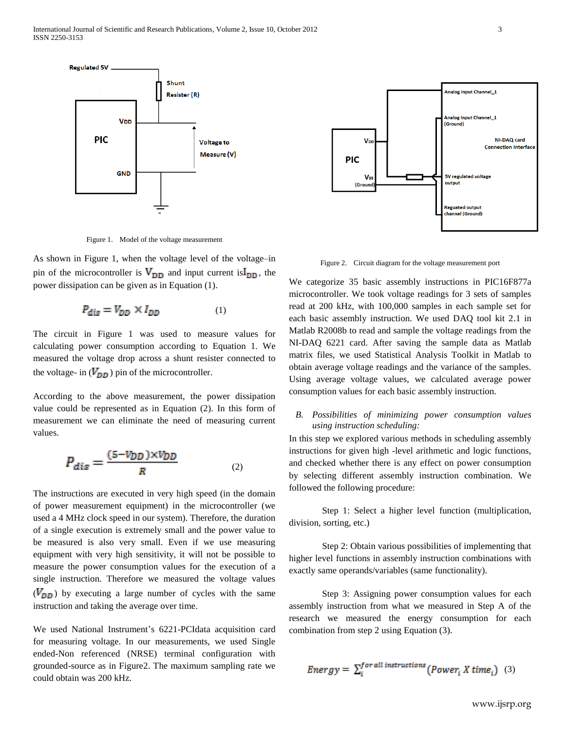Figure 1. Model of the voltage measurement

As shown in Figure 1, when the voltage level of the voltage–in pin of the microcontroller is $V_{DD}$ and input current is $I_{DD}$, the power dissipation can be given as in Equation (1).

$$P_{dis} = V_{DD} \times I_{DD} \qquad (1)$$

The circuit in Figure 1 was used to measure values for calculating power consumption according to Equation 1. We measured the voltage drop across a shunt resister connected to the voltage- in ($V_{DD}$) pin of the microcontroller.

According to the above measurement, the power dissipation value could be represented as in Equation (2). In this form of measurement we can eliminate the need of measuring current values.

$$P_{dis} = \frac{(5-V_{DD})\times V_{DD}}{R} \qquad (2)$$

The instructions are executed in very high speed (in the domain of power measurement equipment) in the microcontroller (we used a 4 MHz clock speed in our system). Therefore, the duration of a single execution is extremely small and the power value to be measured is also very small. Even if we use measuring equipment with very high sensitivity, it will not be possible to measure the power consumption values for the execution of a single instruction. Therefore we measured the voltage values ($V_{DD}$) by executing a large number of cycles with the same instruction and taking the average over time.

We used National Instrument's 6221-PCIdata acquisition card for measuring voltage. In our measurements, we used Single ended-Non referenced (NRSE) terminal configuration with grounded-source as in Figure2. The maximum sampling rate we could obtain was 200 kHz.

Figure 2. Circuit diagram for the voltage measurement port

We categorize 35 basic assembly instructions in PIC16F877a microcontroller. We took voltage readings for 3 sets of samples read at 200 kHz, with 100,000 samples in each sample set for each basic assembly instruction. We used DAQ tool kit 2.1 in Matlab R2008b to read and sample the voltage readings from the NI-DAQ 6221 card. After saving the sample data as Matlab matrix files, we used Statistical Analysis Toolkit in Matlab to obtain average voltage readings and the variance of the samples. Using average voltage values, we calculated average power consumption values for each basic assembly instruction.

### *B. Possibilities of minimizing power consumption values using instruction scheduling:*

In this step we explored various methods in scheduling assembly instructions for given high -level arithmetic and logic functions, and checked whether there is any effect on power consumption by selecting different assembly instruction combination. We followed the following procedure:

Step 1: Select a higher level function (multiplication, division, sorting, etc.)

Step 2: Obtain various possibilities of implementing that higher level functions in assembly instruction combinations with exactly same operands/variables (same functionality).

Step 3: Assigning power consumption values for each assembly instruction from what we measured in Step A of the research we measured the energy consumption for each combination from step 2 using Equation (3).

$$Energy = \sum_{i}^{for\ all\ instructions} (Power_i \ X\ time_i) \quad (3)$$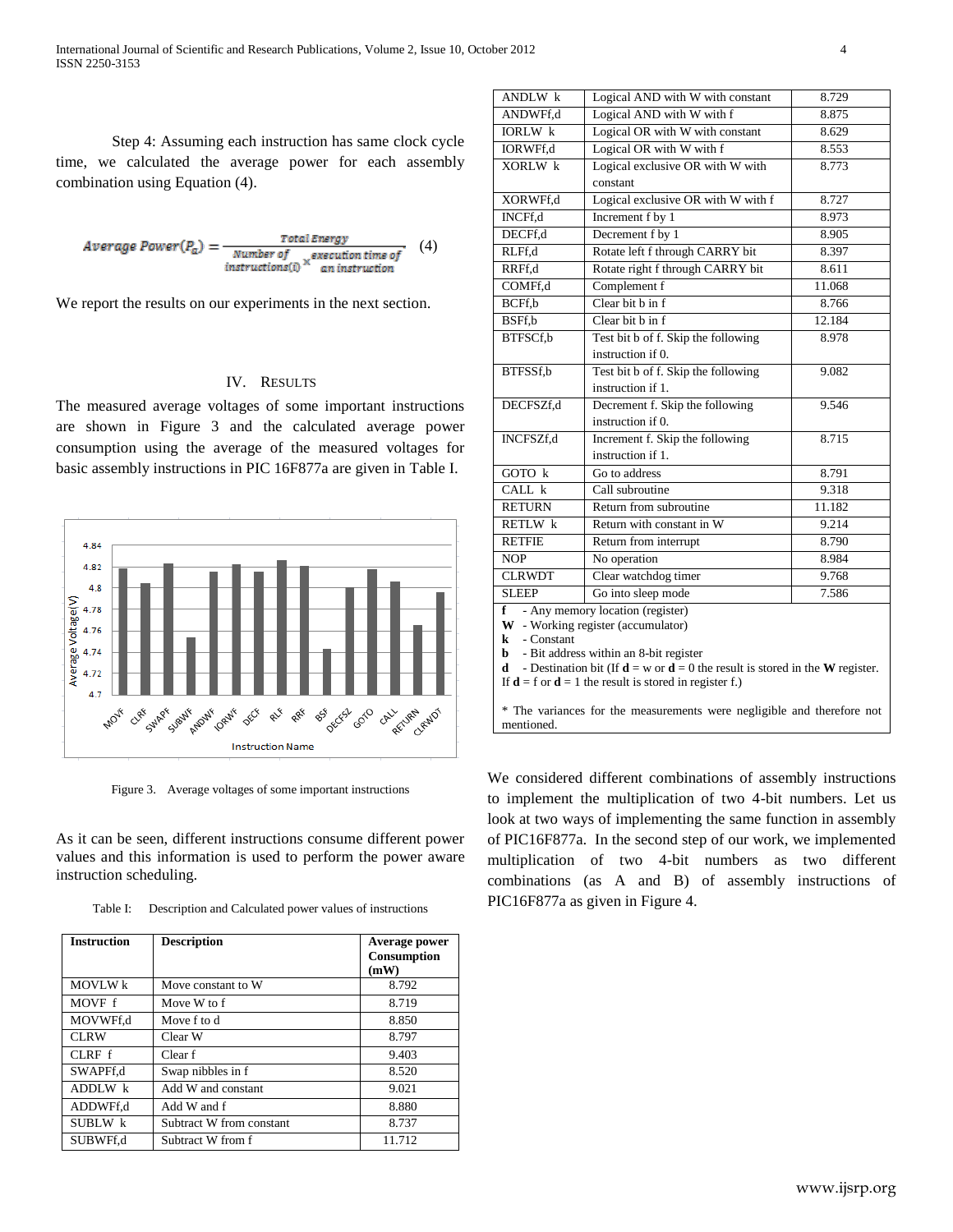Step 4: Assuming each instruction has same clock cycle time, we calculated the average power for each assembly combination using Equation (4).

$$Average\ Power(P_a) = \frac{Total\ Energy}{Number\ of\ instructions(i) \times execution\ time\ of\ an\ instruction} \quad (4)$$

We report the results on our experiments in the next section.

## IV. Results

The measured average voltages of some important instructions are shown in Figure 3 and the calculated average power consumption using the average of the measured voltages for basic assembly instructions in PIC 16F877a are given in Table I.

Figure 3. Average voltages of some important instructions

As it can be seen, different instructions consume different power values and this information is used to perform the power aware instruction scheduling.

Table I: Description and Calculated power values of instructions

| Instruction | Description | Average power Consumption (mW) |
|---|---|---|
| MOVLW k | Move constant to W | 8.792 |
| MOVF f | Move W to f | 8.719 |
| MOVWFf,d | Move f to d | 8.850 |
| CLRW | Clear W | 8.797 |
| CLRF f | Clear f | 9.403 |
| SWAPFf,d | Swap nibbles in f | 8.520 |
| ADDLW k | Add W and constant | 9.021 |
| ADDWFf,d | Add W and f | 8.880 |
| SUBLW k | Subtract W from constant | 8.737 |
| SUBWFf,d | Subtract W from f | 11.712 |
| ANDLW k | Logical AND with W with constant | 8.729 |
| ANDWFf,d | Logical AND with W with f | 8.875 |
| IORLW k | Logical OR with W with constant | 8.629 |
| IORWFf,d | Logical OR with W with f | 8.553 |
| XORLW k | Logical exclusive OR with W with constant | 8.773 |
| XORWFf,d | Logical exclusive OR with W with f | 8.727 |
| INCFf,d | Increment f by 1 | 8.973 |
| DECFf,d | Decrement f by 1 | 8.905 |
| RLFf,d | Rotate left f through CARRY bit | 8.397 |
| RRFf,d | Rotate right f through CARRY bit | 8.611 |
| COMFf,d | Complement f | 11.068 |
| BCFf,b | Clear bit b in f | 8.766 |
| BSFf,b | Clear bit b in f | 12.184 |
| BTFSCf,b | Test bit b of f. Skip the following instruction if 0. | 8.978 |
| BTFSSf,b | Test bit b of f. Skip the following instruction if 1. | 9.082 |
| DECFSZf,d | Decrement f. Skip the following instruction if 0. | 9.546 |
| INCFSZf,d | Increment f. Skip the following instruction if 1. | 8.715 |
| GOTO k | Go to address | 8.791 |
| CALL k | Call subroutine | 9.318 |
| RETURN | Return from subroutine | 11.182 |
| RETLW k | Return with constant in W | 9.214 |
| RETFIE | Return from interrupt | 8.790 |
| NOP | No operation | 8.984 |
| CLRWDT | Clear watchdog timer | 9.768 |
| SLEEP | Go into sleep mode | 7.586 |

**f** - Any memory location (register)
**W** - Working register (accumulator)
**k** - Constant
**b** - Bit address within an 8-bit register
**d** - Destination bit (If **d** = w or **d** = 0 the result is stored in the **W** register. If **d** = f or **d** = 1 the result is stored in register f.)

* The variances for the measurements were negligible and therefore not mentioned.

We considered different combinations of assembly instructions to implement the multiplication of two 4-bit numbers. Let us look at two ways of implementing the same function in assembly of PIC16F877a. In the second step of our work, we implemented multiplication of two 4-bit numbers as two different combinations (as A and B) of assembly instructions of PIC16F877a as given in Figure 4.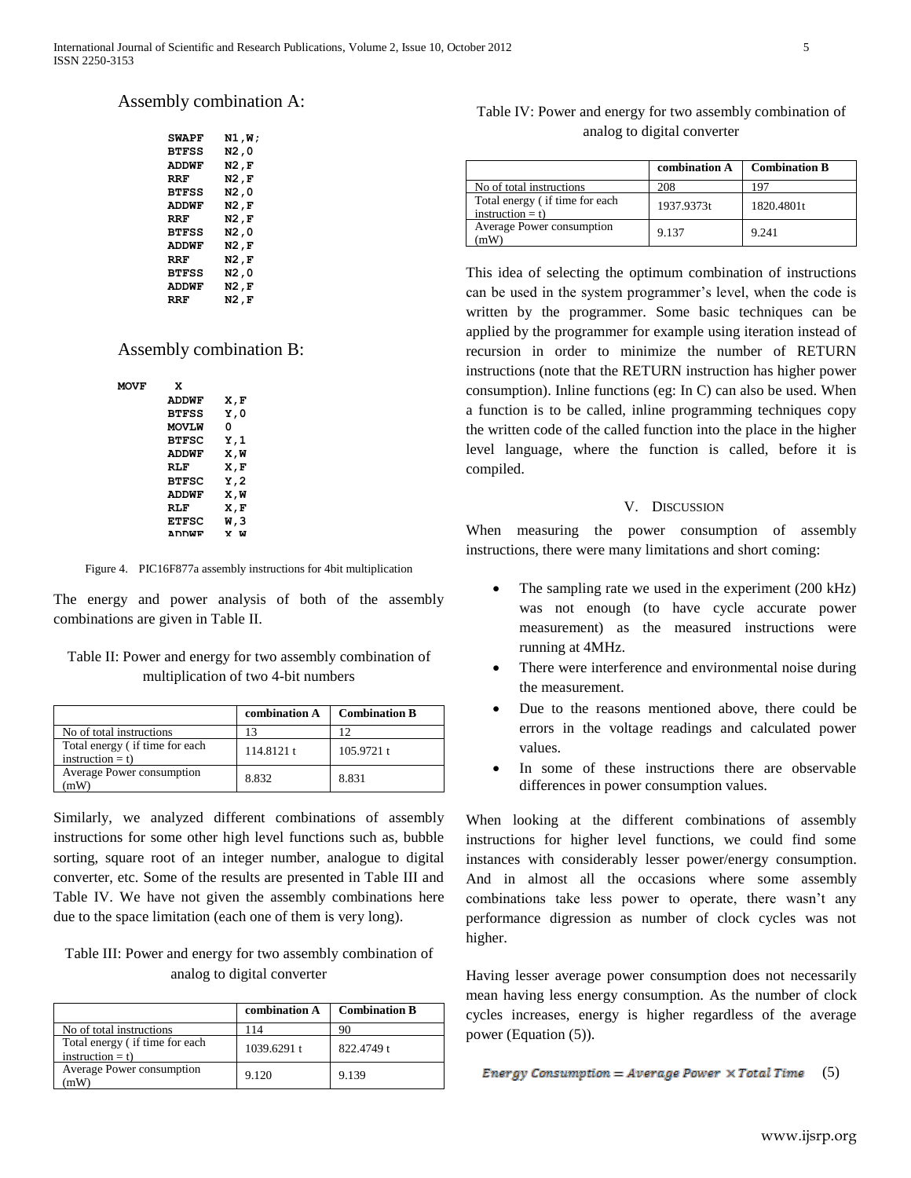Assembly combination A:

```
SWAPF   N1,W;
BTFSS   N2,0
ADDWF   N2,F
RRF     N2,F
BTFSS   N2,0
ADDWF   N2,F
RRF     N2,F
BTFSS   N2,0
ADDWF   N2,F
RRF     N2,F
BTFSS   N2,0
ADDWF   N2,F
RRF     N2,F
```

Assembly combination B:

```
MOVF    X
        ADDWF   X,F
        BTFSS   Y,0
        MOVLW   0
        BTFSC   Y,1
        ADDWF   X,W
        RLF     X,F
        BTFSC   Y,2
        ADDWF   X,W
        RLF     X,F
        ETFSC   W,3
        ADDWF   X,W
```

Figure 4. PIC16F877a assembly instructions for 4bit multiplication

The energy and power analysis of both of the assembly combinations are given in Table II.

Table II: Power and energy for two assembly combination of multiplication of two 4-bit numbers

| | combination A | Combination B |
|---|---|---|
| No of total instructions | 13 | 12 |
| Total energy ( if time for each instruction = t) | 114.8121 t | 105.9721 t |
| Average Power consumption (mW) | 8.832 | 8.831 |

Similarly, we analyzed different combinations of assembly instructions for some other high level functions such as, bubble sorting, square root of an integer number, analogue to digital converter, etc. Some of the results are presented in Table III and Table IV. We have not given the assembly combinations here due to the space limitation (each one of them is very long).

Table III: Power and energy for two assembly combination of analog to digital converter

| | combination A | Combination B |
|---|---|---|
| No of total instructions | 114 | 90 |
| Total energy ( if time for each instruction = t) | 1039.6291 t | 822.4749 t |
| Average Power consumption (mW) | 9.120 | 9.139 |

Table IV: Power and energy for two assembly combination of analog to digital converter

| | combination A | Combination B |
|---|---|---|
| No of total instructions | 208 | 197 |
| Total energy ( if time for each instruction = t) | 1937.9373t | 1820.4801t |
| Average Power consumption (mW) | 9.137 | 9.241 |

This idea of selecting the optimum combination of instructions can be used in the system programmer's level, when the code is written by the programmer. Some basic techniques can be applied by the programmer for example using iteration instead of recursion in order to minimize the number of RETURN instructions (note that the RETURN instruction has higher power consumption). Inline functions (eg: In C) can also be used. When a function is to be called, inline programming techniques copy the written code of the called function into the place in the higher level language, where the function is called, before it is compiled.

## V. Discussion

When measuring the power consumption of assembly instructions, there were many limitations and short coming:

- The sampling rate we used in the experiment (200 kHz) was not enough (to have cycle accurate power measurement) as the measured instructions were running at 4MHz.
- There were interference and environmental noise during the measurement.
- Due to the reasons mentioned above, there could be errors in the voltage readings and calculated power values.
- In some of these instructions there are observable differences in power consumption values.

When looking at the different combinations of assembly instructions for higher level functions, we could find some instances with considerably lesser power/energy consumption. And in almost all the occasions where some assembly combinations take less power to operate, there wasn't any performance digression as number of clock cycles was not higher.

Having lesser average power consumption does not necessarily mean having less energy consumption. As the number of clock cycles increases, energy is higher regardless of the average power (Equation (5)).

$$Energy\ Consumption = Average\ Power \times Total\ Time \quad (5)$$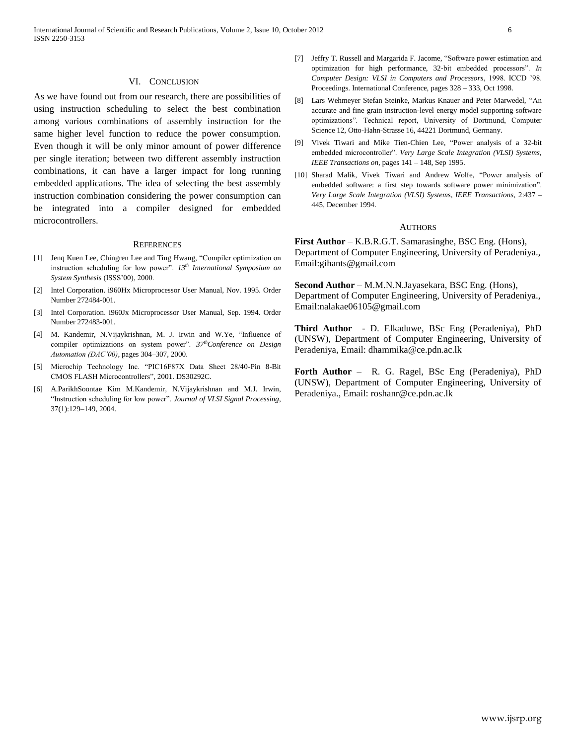## VI. Conclusion

As we have found out from our research, there are possibilities of using instruction scheduling to select the best combination among various combinations of assembly instruction for the same higher level function to reduce the power consumption. Even though it will be only minor amount of power difference per single iteration; between two different assembly instruction combinations, it can have a larger impact for long running embedded applications. The idea of selecting the best assembly instruction combination considering the power consumption can be integrated into a compiler designed for embedded microcontrollers.

## References

[1] Jenq Kuen Lee, Chingren Lee and Ting Hwang, "Compiler optimization on instruction scheduling for low power". *13th International Symposium on System Synthesis* (ISSS'00), 2000.

[2] Intel Corporation. i960Hx Microprocessor User Manual, Nov. 1995. Order Number 272484-001.

[3] Intel Corporation. i960Jx Microprocessor User Manual, Sep. 1994. Order Number 272483-001.

[4] M. Kandemir, N.Vijaykrishnan, M. J. Irwin and W.Ye, "Influence of compiler optimizations on system power". *37thConference on Design Automation (DAC'00)*, pages 304–307, 2000.

[5] Microchip Technology Inc. "PIC16F87X Data Sheet 28/40-Pin 8-Bit CMOS FLASH Microcontrollers", 2001. DS30292C.

[6] A.ParikhSoontae Kim M.Kandemir, N.Vijaykrishnan and M.J. Irwin, "Instruction scheduling for low power". *Journal of VLSI Signal Processing*, 37(1):129–149, 2004.

[7] Jeffry T. Russell and Margarida F. Jacome, "Software power estimation and optimization for high performance, 32-bit embedded processors". *In Computer Design: VLSI in Computers and Processors*, 1998. ICCD '98. Proceedings. International Conference, pages 328 – 333, Oct 1998.

[8] Lars Wehmeyer Stefan Steinke, Markus Knauer and Peter Marwedel, "An accurate and fine grain instruction-level energy model supporting software optimizations". Technical report, University of Dortmund, Computer Science 12, Otto-Hahn-Strasse 16, 44221 Dortmund, Germany.

[9] Vivek Tiwari and Mike Tien-Chien Lee, "Power analysis of a 32-bit embedded microcontroller". *Very Large Scale Integration (VLSI) Systems, IEEE Transactions on*, pages 141 – 148, Sep 1995.

[10] Sharad Malik, Vivek Tiwari and Andrew Wolfe, "Power analysis of embedded software: a first step towards software power minimization". *Very Large Scale Integration (VLSI) Systems, IEEE Transactions*, 2:437 – 445, December 1994.

## Authors

**First Author** – K.B.R.G.T. Samarasinghe, BSC Eng. (Hons), Department of Computer Engineering, University of Peradeniya., Email:gihants@gmail.com

**Second Author** – M.M.N.N.Jayasekara, BSC Eng. (Hons), Department of Computer Engineering, University of Peradeniya., Email:nalakae06105@gmail.com

**Third Author** - D. Elkaduwe, BSc Eng (Peradeniya), PhD (UNSW), Department of Computer Engineering, University of Peradeniya, Email: dhammika@ce.pdn.ac.lk

**Forth Author** – R. G. Ragel, BSc Eng (Peradeniya), PhD (UNSW), Department of Computer Engineering, University of Peradeniya., Email: roshanr@ce.pdn.ac.lk